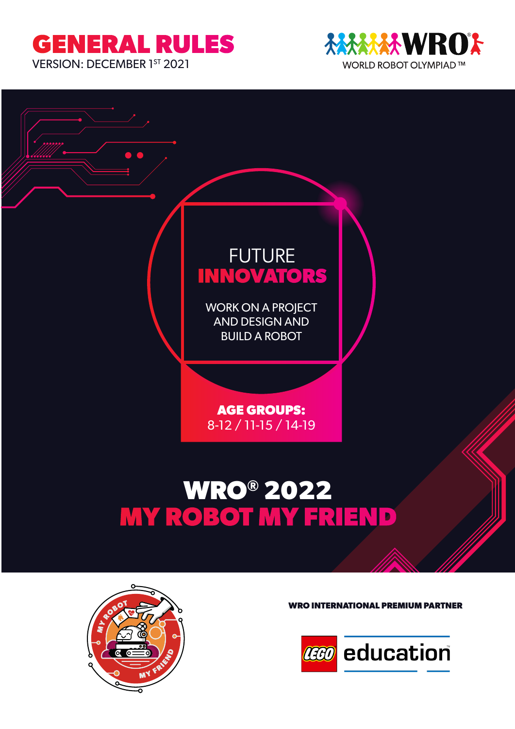# GENERAL RULES

VERSION: DECEMBER 1ST 2021

WRO®

WORLD ROBOT OLYMPIAD ™

FUTURE

**INNOVATORS**

WORK ON A PROJECT AND DESIGN AND BUILD A ROBOT

**AGE GROUPS:**
8-12 / 11-15 / 14-19

# WRO® 2022
# MY ROBOT MY FRIEND

MY ROBOT MY FRIEND

**WRO INTERNATIONAL PREMIUM PARTNER**

LEGO education™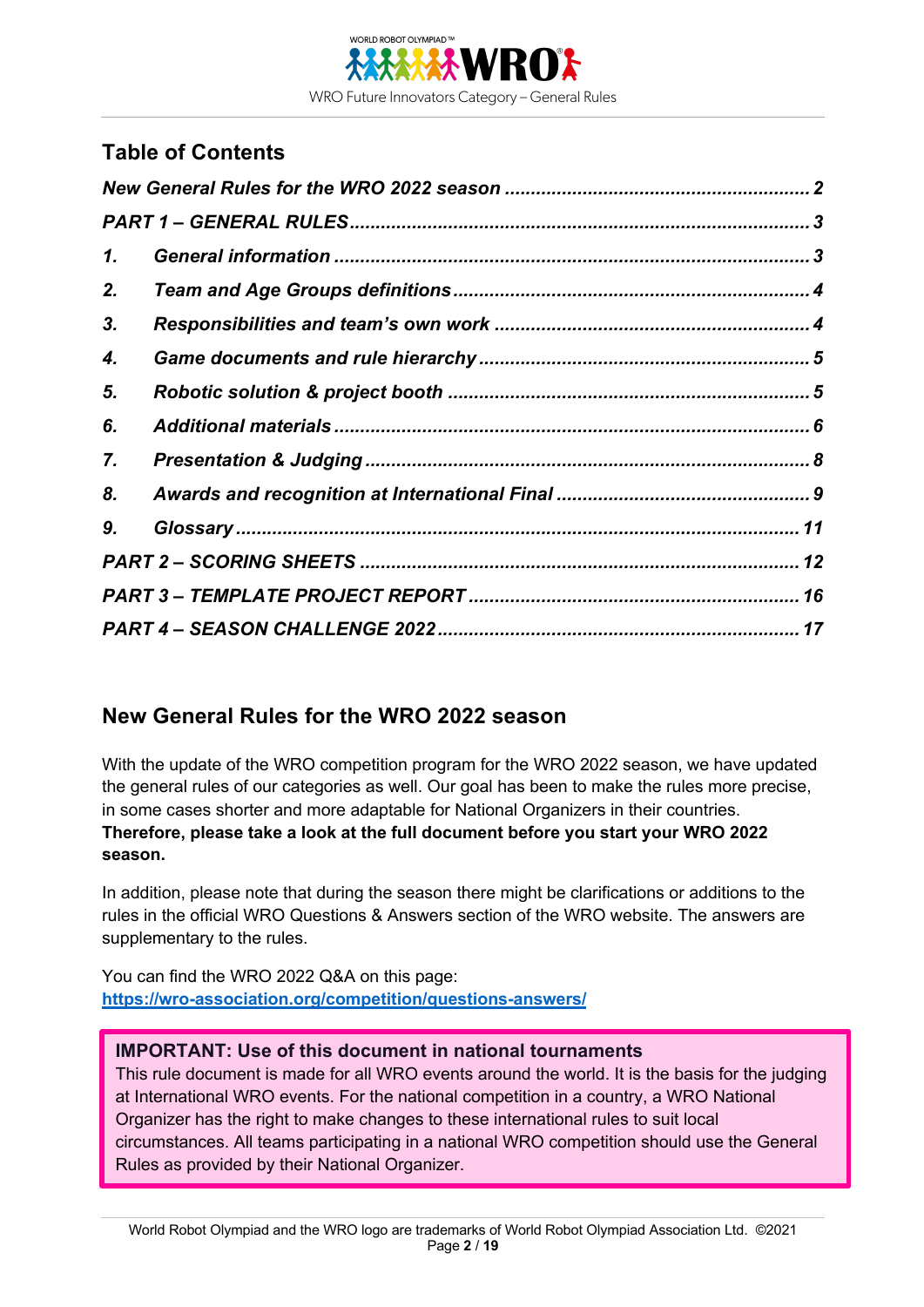## Table of Contents

*New General Rules for the WRO 2022 season* ........ *2*

*PART 1 – GENERAL RULES* ........ *3*

1. *General information* ........ *3*
2. *Team and Age Groups definitions* ........ *4*
3. *Responsibilities and team's own work* ........ *4*
4. *Game documents and rule hierarchy* ........ *5*
5. *Robotic solution & project booth* ........ *5*
6. *Additional materials* ........ *6*
7. *Presentation & Judging* ........ *8*
8. *Awards and recognition at International Final* ........ *9*
9. *Glossary* ........ *11*

*PART 2 – SCORING SHEETS* ........ *12*

*PART 3 – TEMPLATE PROJECT REPORT* ........ *16*

*PART 4 – SEASON CHALLENGE 2022* ........ *17*

## New General Rules for the WRO 2022 season

With the update of the WRO competition program for the WRO 2022 season, we have updated the general rules of our categories as well. Our goal has been to make the rules more precise, in some cases shorter and more adaptable for National Organizers in their countries. **Therefore, please take a look at the full document before you start your WRO 2022 season.**

In addition, please note that during the season there might be clarifications or additions to the rules in the official WRO Questions & Answers section of the WRO website. The answers are supplementary to the rules.

You can find the WRO 2022 Q&A on this page:
**https://wro-association.org/competition/questions-answers/**

**IMPORTANT: Use of this document in national tournaments**
This rule document is made for all WRO events around the world. It is the basis for the judging at International WRO events. For the national competition in a country, a WRO National Organizer has the right to make changes to these international rules to suit local circumstances. All teams participating in a national WRO competition should use the General Rules as provided by their National Organizer.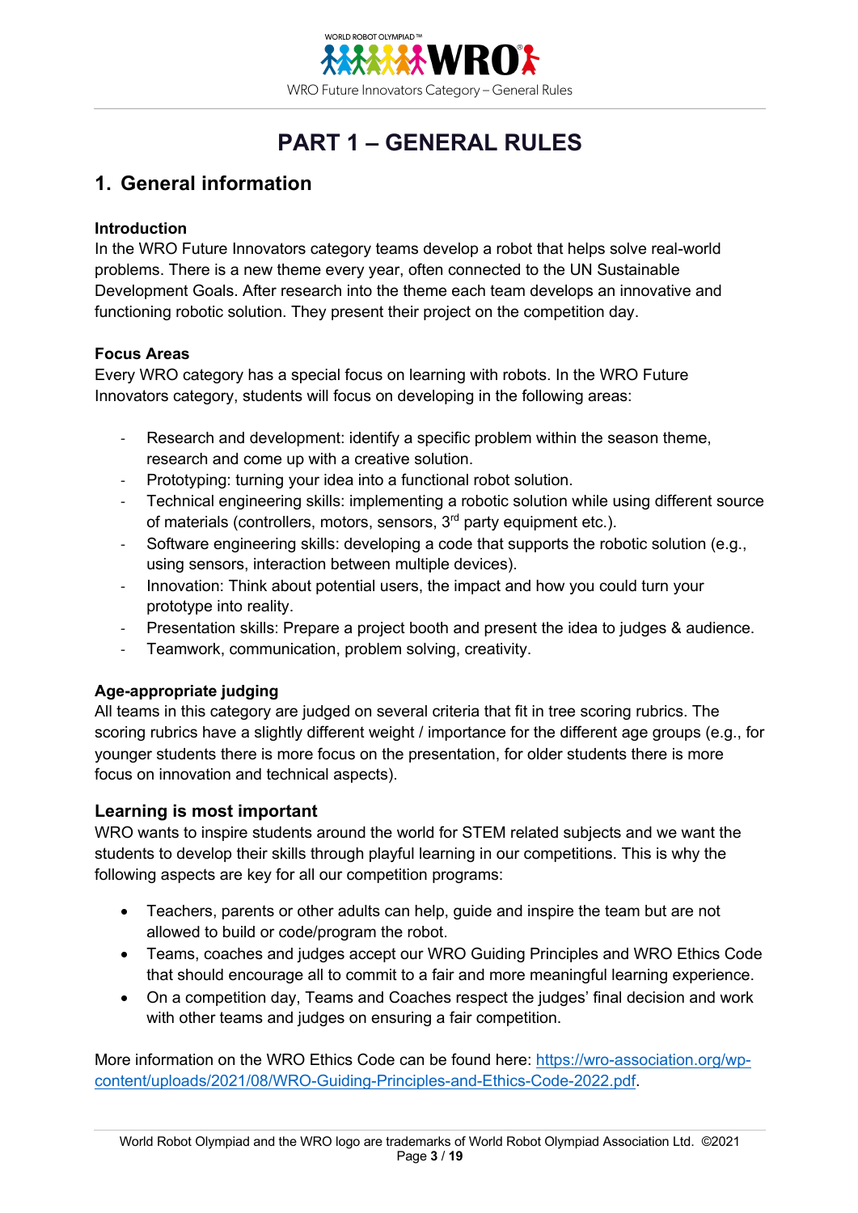# PART 1 – GENERAL RULES

## 1. General information

**Introduction**

In the WRO Future Innovators category teams develop a robot that helps solve real-world problems. There is a new theme every year, often connected to the UN Sustainable Development Goals. After research into the theme each team develops an innovative and functioning robotic solution. They present their project on the competition day.

**Focus Areas**

Every WRO category has a special focus on learning with robots. In the WRO Future Innovators category, students will focus on developing in the following areas:

- Research and development: identify a specific problem within the season theme, research and come up with a creative solution.
- Prototyping: turning your idea into a functional robot solution.
- Technical engineering skills: implementing a robotic solution while using different source of materials (controllers, motors, sensors, 3rd party equipment etc.).
- Software engineering skills: developing a code that supports the robotic solution (e.g., using sensors, interaction between multiple devices).
- Innovation: Think about potential users, the impact and how you could turn your prototype into reality.
- Presentation skills: Prepare a project booth and present the idea to judges & audience.
- Teamwork, communication, problem solving, creativity.

**Age-appropriate judging**

All teams in this category are judged on several criteria that fit in tree scoring rubrics. The scoring rubrics have a slightly different weight / importance for the different age groups (e.g., for younger students there is more focus on the presentation, for older students there is more focus on innovation and technical aspects).

### Learning is most important

WRO wants to inspire students around the world for STEM related subjects and we want the students to develop their skills through playful learning in our competitions. This is why the following aspects are key for all our competition programs:

- Teachers, parents or other adults can help, guide and inspire the team but are not allowed to build or code/program the robot.
- Teams, coaches and judges accept our WRO Guiding Principles and WRO Ethics Code that should encourage all to commit to a fair and more meaningful learning experience.
- On a competition day, Teams and Coaches respect the judges' final decision and work with other teams and judges on ensuring a fair competition.

More information on the WRO Ethics Code can be found here: [https://wro-association.org/wp-content/uploads/2021/08/WRO-Guiding-Principles-and-Ethics-Code-2022.pdf](https://wro-association.org/wp-content/uploads/2021/08/WRO-Guiding-Principles-and-Ethics-Code-2022.pdf).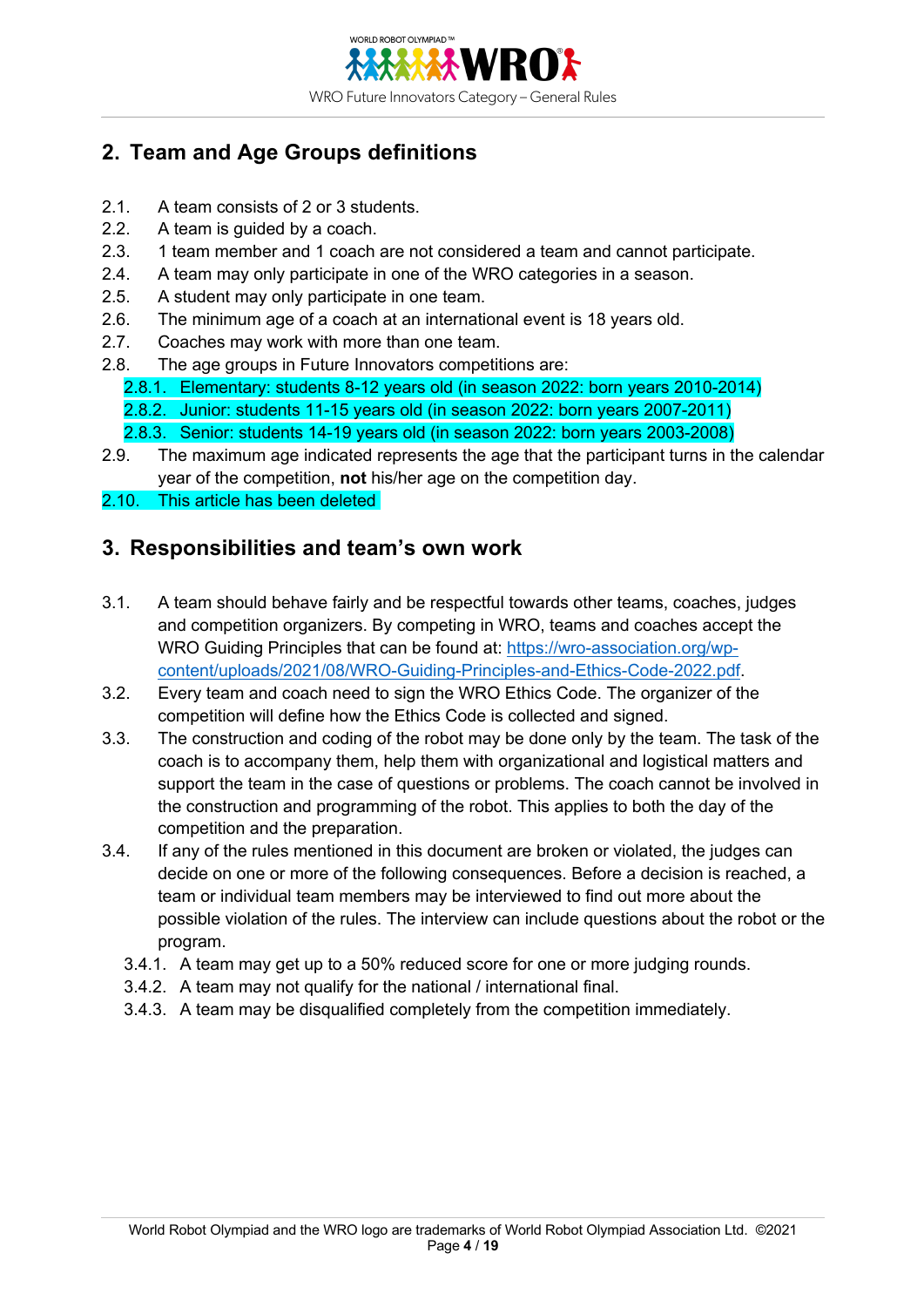## 2. Team and Age Groups definitions

2.1. A team consists of 2 or 3 students.
2.2. A team is guided by a coach.
2.3. 1 team member and 1 coach are not considered a team and cannot participate.
2.4. A team may only participate in one of the WRO categories in a season.
2.5. A student may only participate in one team.
2.6. The minimum age of a coach at an international event is 18 years old.
2.7. Coaches may work with more than one team.
2.8. The age groups in Future Innovators competitions are:
  2.8.1. Elementary: students 8-12 years old (in season 2022: born years 2010-2014)
  2.8.2. Junior: students 11-15 years old (in season 2022: born years 2007-2011)
  2.8.3. Senior: students 14-19 years old (in season 2022: born years 2003-2008)
2.9. The maximum age indicated represents the age that the participant turns in the calendar year of the competition, **not** his/her age on the competition day.
2.10. This article has been deleted

## 3. Responsibilities and team's own work

3.1. A team should behave fairly and be respectful towards other teams, coaches, judges and competition organizers. By competing in WRO, teams and coaches accept the WRO Guiding Principles that can be found at: https://wro-association.org/wp-content/uploads/2021/08/WRO-Guiding-Principles-and-Ethics-Code-2022.pdf.
3.2. Every team and coach need to sign the WRO Ethics Code. The organizer of the competition will define how the Ethics Code is collected and signed.
3.3. The construction and coding of the robot may be done only by the team. The task of the coach is to accompany them, help them with organizational and logistical matters and support the team in the case of questions or problems. The coach cannot be involved in the construction and programming of the robot. This applies to both the day of the competition and the preparation.
3.4. If any of the rules mentioned in this document are broken or violated, the judges can decide on one or more of the following consequences. Before a decision is reached, a team or individual team members may be interviewed to find out more about the possible violation of the rules. The interview can include questions about the robot or the program.
  3.4.1. A team may get up to a 50% reduced score for one or more judging rounds.
  3.4.2. A team may not qualify for the national / international final.
  3.4.3. A team may be disqualified completely from the competition immediately.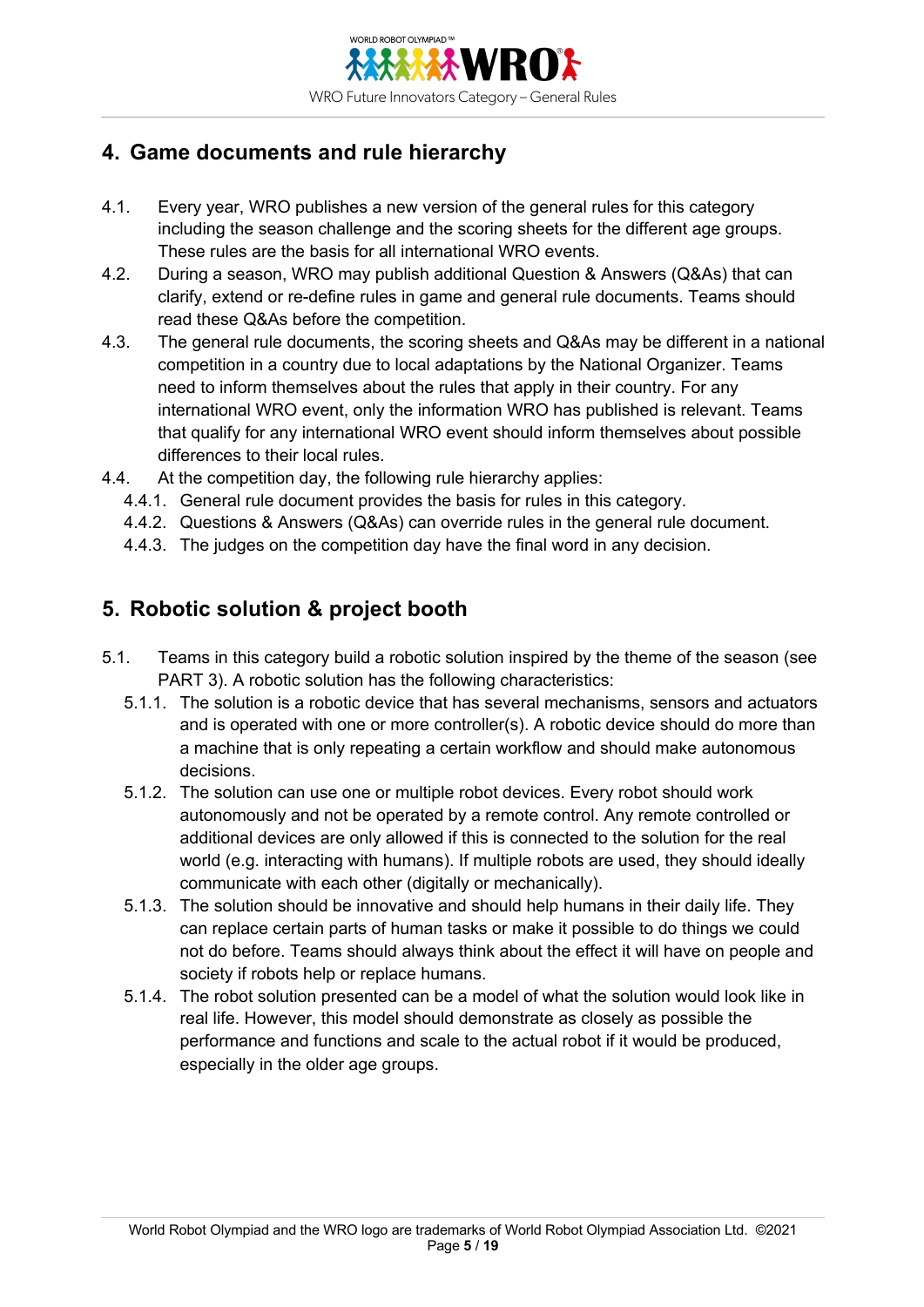## 4. Game documents and rule hierarchy

4.1. Every year, WRO publishes a new version of the general rules for this category including the season challenge and the scoring sheets for the different age groups. These rules are the basis for all international WRO events.

4.2. During a season, WRO may publish additional Question & Answers (Q&As) that can clarify, extend or re-define rules in game and general rule documents. Teams should read these Q&As before the competition.

4.3. The general rule documents, the scoring sheets and Q&As may be different in a national competition in a country due to local adaptations by the National Organizer. Teams need to inform themselves about the rules that apply in their country. For any international WRO event, only the information WRO has published is relevant. Teams that qualify for any international WRO event should inform themselves about possible differences to their local rules.

4.4. At the competition day, the following rule hierarchy applies:

4.4.1. General rule document provides the basis for rules in this category.

4.4.2. Questions & Answers (Q&As) can override rules in the general rule document.

4.4.3. The judges on the competition day have the final word in any decision.

## 5. Robotic solution & project booth

5.1. Teams in this category build a robotic solution inspired by the theme of the season (see PART 3). A robotic solution has the following characteristics:

5.1.1. The solution is a robotic device that has several mechanisms, sensors and actuators and is operated with one or more controller(s). A robotic device should do more than a machine that is only repeating a certain workflow and should make autonomous decisions.

5.1.2. The solution can use one or multiple robot devices. Every robot should work autonomously and not be operated by a remote control. Any remote controlled or additional devices are only allowed if this is connected to the solution for the real world (e.g. interacting with humans). If multiple robots are used, they should ideally communicate with each other (digitally or mechanically).

5.1.3. The solution should be innovative and should help humans in their daily life. They can replace certain parts of human tasks or make it possible to do things we could not do before. Teams should always think about the effect it will have on people and society if robots help or replace humans.

5.1.4. The robot solution presented can be a model of what the solution would look like in real life. However, this model should demonstrate as closely as possible the performance and functions and scale to the actual robot if it would be produced, especially in the older age groups.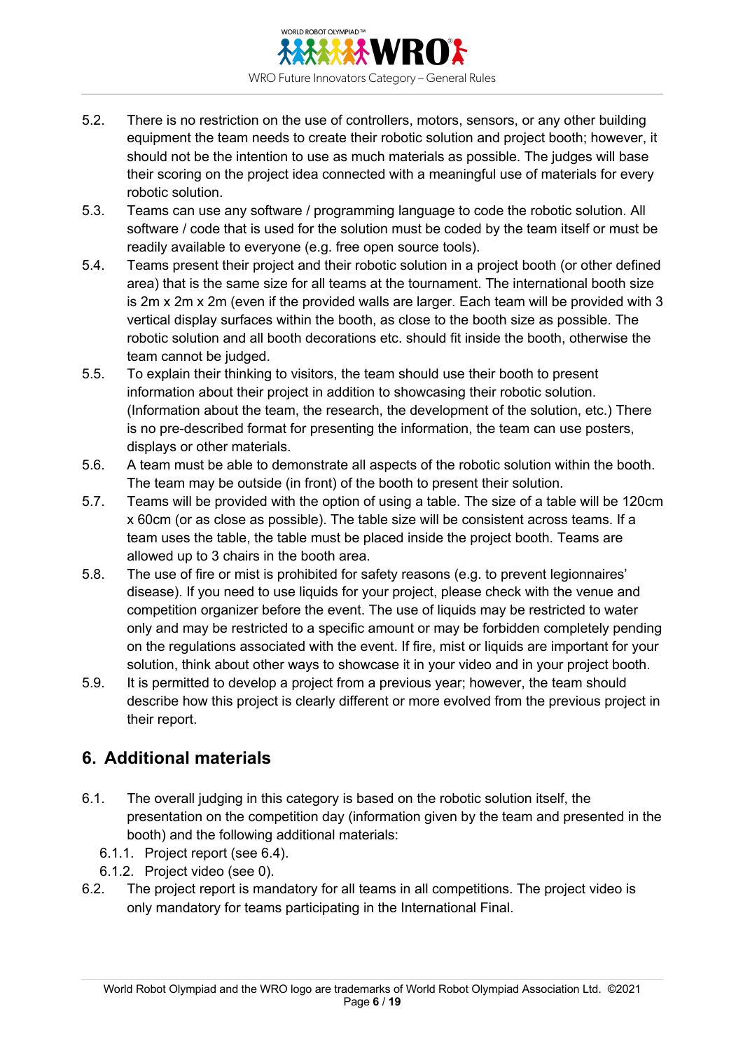5.2. There is no restriction on the use of controllers, motors, sensors, or any other building equipment the team needs to create their robotic solution and project booth; however, it should not be the intention to use as much materials as possible. The judges will base their scoring on the project idea connected with a meaningful use of materials for every robotic solution.

5.3. Teams can use any software / programming language to code the robotic solution. All software / code that is used for the solution must be coded by the team itself or must be readily available to everyone (e.g. free open source tools).

5.4. Teams present their project and their robotic solution in a project booth (or other defined area) that is the same size for all teams at the tournament. The international booth size is 2m x 2m x 2m (even if the provided walls are larger. Each team will be provided with 3 vertical display surfaces within the booth, as close to the booth size as possible. The robotic solution and all booth decorations etc. should fit inside the booth, otherwise the team cannot be judged.

5.5. To explain their thinking to visitors, the team should use their booth to present information about their project in addition to showcasing their robotic solution. (Information about the team, the research, the development of the solution, etc.) There is no pre-described format for presenting the information, the team can use posters, displays or other materials.

5.6. A team must be able to demonstrate all aspects of the robotic solution within the booth. The team may be outside (in front) of the booth to present their solution.

5.7. Teams will be provided with the option of using a table. The size of a table will be 120cm x 60cm (or as close as possible). The table size will be consistent across teams. If a team uses the table, the table must be placed inside the project booth. Teams are allowed up to 3 chairs in the booth area.

5.8. The use of fire or mist is prohibited for safety reasons (e.g. to prevent legionnaires' disease). If you need to use liquids for your project, please check with the venue and competition organizer before the event. The use of liquids may be restricted to water only and may be restricted to a specific amount or may be forbidden completely pending on the regulations associated with the event. If fire, mist or liquids are important for your solution, think about other ways to showcase it in your video and in your project booth.

5.9. It is permitted to develop a project from a previous year; however, the team should describe how this project is clearly different or more evolved from the previous project in their report.

## 6. Additional materials

6.1. The overall judging in this category is based on the robotic solution itself, the presentation on the competition day (information given by the team and presented in the booth) and the following additional materials:

 6.1.1. Project report (see 6.4).

 6.1.2. Project video (see 0).

6.2. The project report is mandatory for all teams in all competitions. The project video is only mandatory for teams participating in the International Final.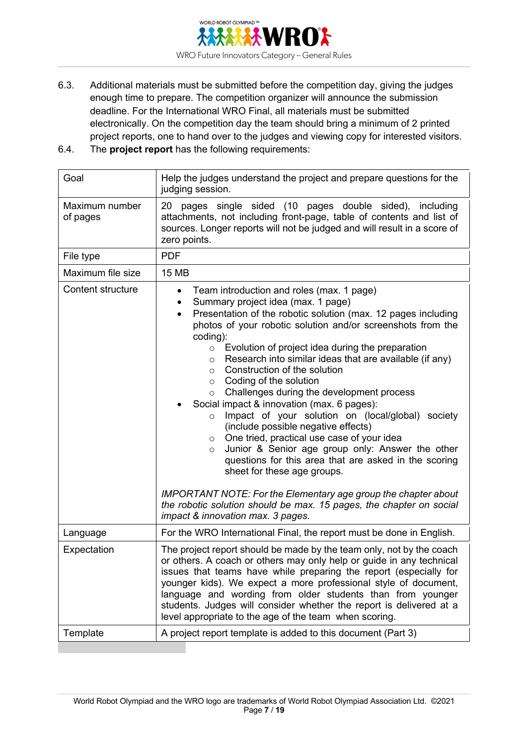6.3. Additional materials must be submitted before the competition day, giving the judges enough time to prepare. The competition organizer will announce the submission deadline. For the International WRO Final, all materials must be submitted electronically. On the competition day the team should bring a minimum of 2 printed project reports, one to hand over to the judges and viewing copy for interested visitors.

6.4. The **project report** has the following requirements:

| | |
|---|---|
| Goal | Help the judges understand the project and prepare questions for the judging session. |
| Maximum number of pages | 20 pages single sided (10 pages double sided), including attachments, not including front-page, table of contents and list of sources. Longer reports will not be judged and will result in a score of zero points. |
| File type | PDF |
| Maximum file size | 15 MB |
| Content structure | • Team introduction and roles (max. 1 page)<br>• Summary project idea (max. 1 page)<br>• Presentation of the robotic solution (max. 12 pages including photos of your robotic solution and/or screenshots from the coding):<br>&nbsp;&nbsp;&nbsp;&nbsp;○ Evolution of project idea during the preparation<br>&nbsp;&nbsp;&nbsp;&nbsp;○ Research into similar ideas that are available (if any)<br>&nbsp;&nbsp;&nbsp;&nbsp;○ Construction of the solution<br>&nbsp;&nbsp;&nbsp;&nbsp;○ Coding of the solution<br>&nbsp;&nbsp;&nbsp;&nbsp;○ Challenges during the development process<br>• Social impact & innovation (max. 6 pages):<br>&nbsp;&nbsp;&nbsp;&nbsp;○ Impact of your solution on (local/global) society (include possible negative effects)<br>&nbsp;&nbsp;&nbsp;&nbsp;○ One tried, practical use case of your idea<br>&nbsp;&nbsp;&nbsp;&nbsp;○ Junior & Senior age group only: Answer the other questions for this area that are asked in the scoring sheet for these age groups.<br><br>*IMPORTANT NOTE: For the Elementary age group the chapter about the robotic solution should be max. 15 pages, the chapter on social impact & innovation max. 3 pages.* |
| Language | For the WRO International Final, the report must be done in English. |
| Expectation | The project report should be made by the team only, not by the coach or others. A coach or others may only help or guide in any technical issues that teams have while preparing the report (especially for younger kids). We expect a more professional style of document, language and wording from older students than from younger students. Judges will consider whether the report is delivered at a level appropriate to the age of the team when scoring. |
| Template | A project report template is added to this document (Part 3) |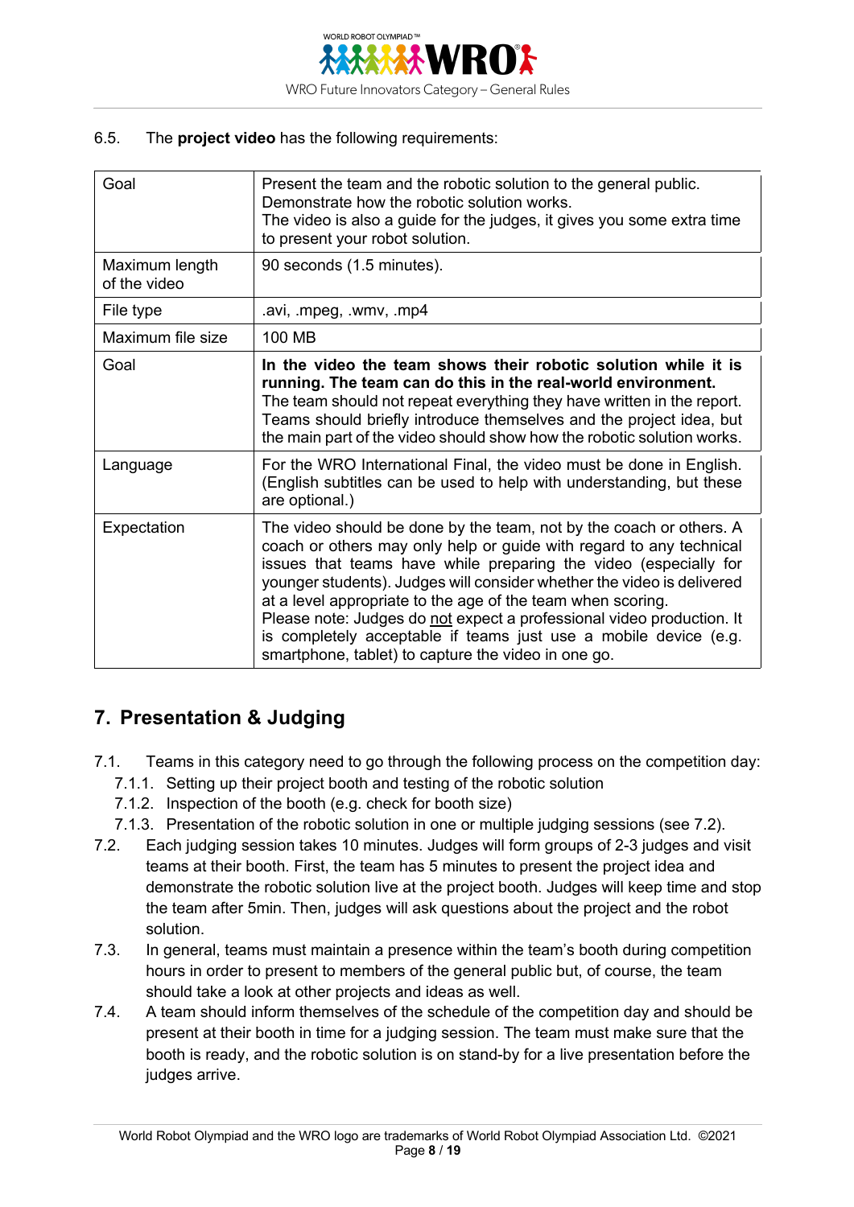6.5. The **project video** has the following requirements:

| | |
|---|---|
| Goal | Present the team and the robotic solution to the general public. Demonstrate how the robotic solution works. The video is also a guide for the judges, it gives you some extra time to present your robot solution. |
| Maximum length of the video | 90 seconds (1.5 minutes). |
| File type | .avi, .mpeg, .wmv, .mp4 |
| Maximum file size | 100 MB |
| Goal | **In the video the team shows their robotic solution while it is running. The team can do this in the real-world environment.** The team should not repeat everything they have written in the report. Teams should briefly introduce themselves and the project idea, but the main part of the video should show how the robotic solution works. |
| Language | For the WRO International Final, the video must be done in English. (English subtitles can be used to help with understanding, but these are optional.) |
| Expectation | The video should be done by the team, not by the coach or others. A coach or others may only help or guide with regard to any technical issues that teams have while preparing the video (especially for younger students). Judges will consider whether the video is delivered at a level appropriate to the age of the team when scoring. Please note: Judges do not expect a professional video production. It is completely acceptable if teams just use a mobile device (e.g. smartphone, tablet) to capture the video in one go. |

## 7. Presentation & Judging

7.1. Teams in this category need to go through the following process on the competition day:
  - 7.1.1. Setting up their project booth and testing of the robotic solution
  - 7.1.2. Inspection of the booth (e.g. check for booth size)
  - 7.1.3. Presentation of the robotic solution in one or multiple judging sessions (see 7.2).

7.2. Each judging session takes 10 minutes. Judges will form groups of 2-3 judges and visit teams at their booth. First, the team has 5 minutes to present the project idea and demonstrate the robotic solution live at the project booth. Judges will keep time and stop the team after 5min. Then, judges will ask questions about the project and the robot solution.

7.3. In general, teams must maintain a presence within the team's booth during competition hours in order to present to members of the general public but, of course, the team should take a look at other projects and ideas as well.

7.4. A team should inform themselves of the schedule of the competition day and should be present at their booth in time for a judging session. The team must make sure that the booth is ready, and the robotic solution is on stand-by for a live presentation before the judges arrive.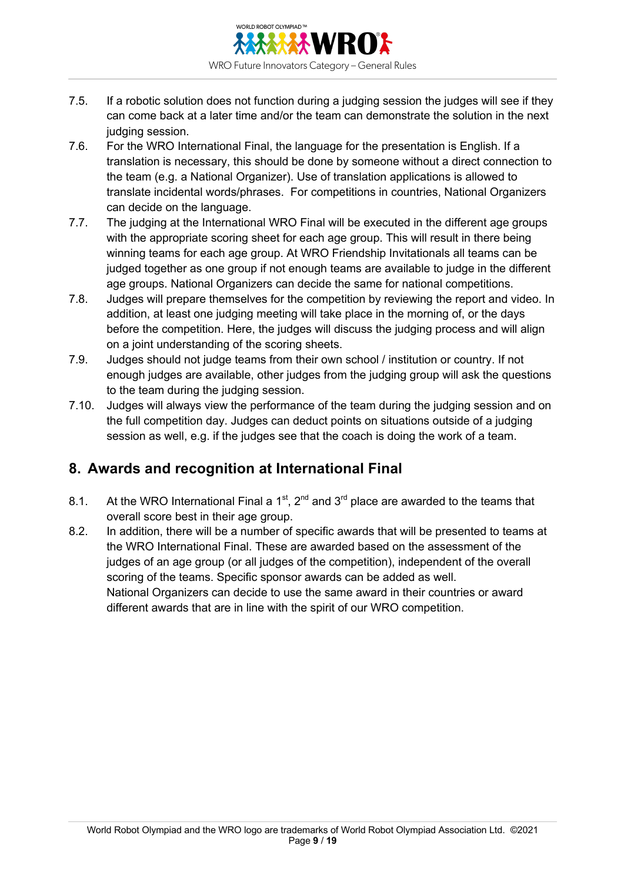7.5. If a robotic solution does not function during a judging session the judges will see if they can come back at a later time and/or the team can demonstrate the solution in the next judging session.

7.6. For the WRO International Final, the language for the presentation is English. If a translation is necessary, this should be done by someone without a direct connection to the team (e.g. a National Organizer). Use of translation applications is allowed to translate incidental words/phrases. For competitions in countries, National Organizers can decide on the language.

7.7. The judging at the International WRO Final will be executed in the different age groups with the appropriate scoring sheet for each age group. This will result in there being winning teams for each age group. At WRO Friendship Invitationals all teams can be judged together as one group if not enough teams are available to judge in the different age groups. National Organizers can decide the same for national competitions.

7.8. Judges will prepare themselves for the competition by reviewing the report and video. In addition, at least one judging meeting will take place in the morning of, or the days before the competition. Here, the judges will discuss the judging process and will align on a joint understanding of the scoring sheets.

7.9. Judges should not judge teams from their own school / institution or country. If not enough judges are available, other judges from the judging group will ask the questions to the team during the judging session.

7.10. Judges will always view the performance of the team during the judging session and on the full competition day. Judges can deduct points on situations outside of a judging session as well, e.g. if the judges see that the coach is doing the work of a team.

## 8. Awards and recognition at International Final

8.1. At the WRO International Final a 1st, 2nd and 3rd place are awarded to the teams that overall score best in their age group.

8.2. In addition, there will be a number of specific awards that will be presented to teams at the WRO International Final. These are awarded based on the assessment of the judges of an age group (or all judges of the competition), independent of the overall scoring of the teams. Specific sponsor awards can be added as well.
National Organizers can decide to use the same award in their countries or award different awards that are in line with the spirit of our WRO competition.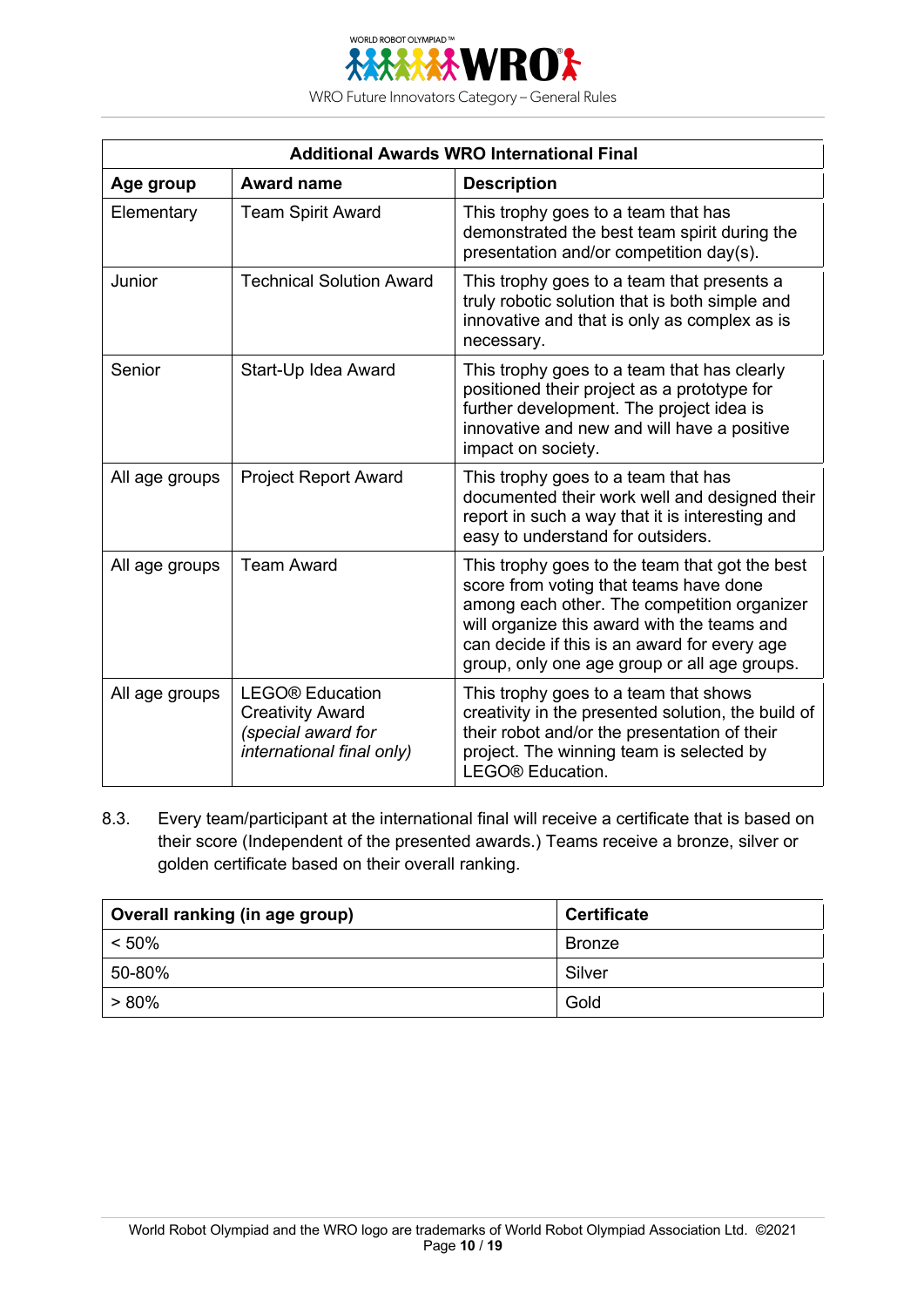| Additional Awards WRO International Final | | |
|---|---|---|
| **Age group** | **Award name** | **Description** |
| Elementary | Team Spirit Award | This trophy goes to a team that has demonstrated the best team spirit during the presentation and/or competition day(s). |
| Junior | Technical Solution Award | This trophy goes to a team that presents a truly robotic solution that is both simple and innovative and that is only as complex as is necessary. |
| Senior | Start-Up Idea Award | This trophy goes to a team that has clearly positioned their project as a prototype for further development. The project idea is innovative and new and will have a positive impact on society. |
| All age groups | Project Report Award | This trophy goes to a team that has documented their work well and designed their report in such a way that it is interesting and easy to understand for outsiders. |
| All age groups | Team Award | This trophy goes to the team that got the best score from voting that teams have done among each other. The competition organizer will organize this award with the teams and can decide if this is an award for every age group, only one age group or all age groups. |
| All age groups | LEGO® Education Creativity Award *(special award for international final only)* | This trophy goes to a team that shows creativity in the presented solution, the build of their robot and/or the presentation of their project. The winning team is selected by LEGO® Education. |

8.3. Every team/participant at the international final will receive a certificate that is based on their score (Independent of the presented awards.) Teams receive a bronze, silver or golden certificate based on their overall ranking.

| Overall ranking (in age group) | Certificate |
|---|---|
| < 50% | Bronze |
| 50-80% | Silver |
| > 80% | Gold |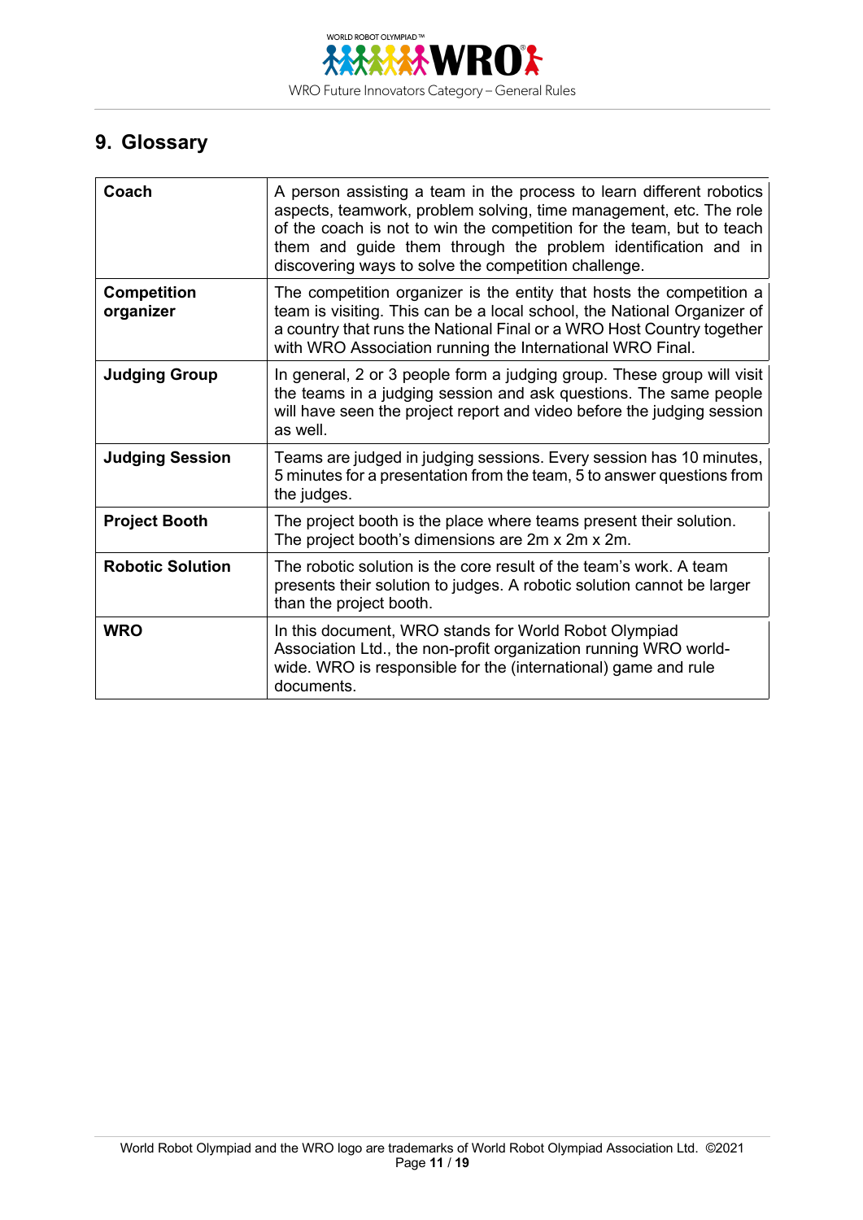## 9. Glossary

| Term | Definition |
|---|---|
| **Coach** | A person assisting a team in the process to learn different robotics aspects, teamwork, problem solving, time management, etc. The role of the coach is not to win the competition for the team, but to teach them and guide them through the problem identification and in discovering ways to solve the competition challenge. |
| **Competition organizer** | The competition organizer is the entity that hosts the competition a team is visiting. This can be a local school, the National Organizer of a country that runs the National Final or a WRO Host Country together with WRO Association running the International WRO Final. |
| **Judging Group** | In general, 2 or 3 people form a judging group. These group will visit the teams in a judging session and ask questions. The same people will have seen the project report and video before the judging session as well. |
| **Judging Session** | Teams are judged in judging sessions. Every session has 10 minutes, 5 minutes for a presentation from the team, 5 to answer questions from the judges. |
| **Project Booth** | The project booth is the place where teams present their solution. The project booth's dimensions are 2m x 2m x 2m. |
| **Robotic Solution** | The robotic solution is the core result of the team's work. A team presents their solution to judges. A robotic solution cannot be larger than the project booth. |
| **WRO** | In this document, WRO stands for World Robot Olympiad Association Ltd., the non-profit organization running WRO world-wide. WRO is responsible for the (international) game and rule documents. |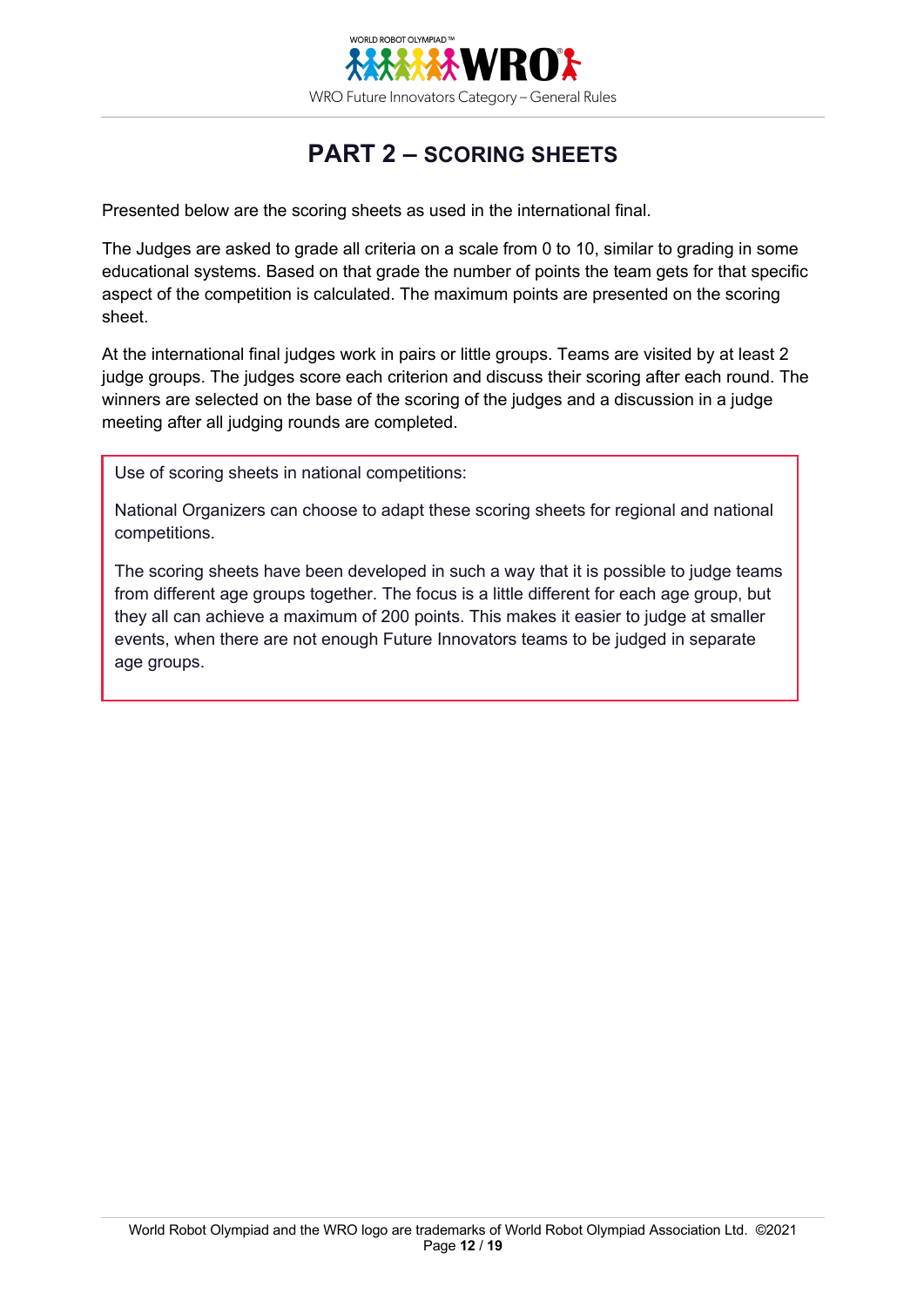# PART 2 – SCORING SHEETS

Presented below are the scoring sheets as used in the international final.

The Judges are asked to grade all criteria on a scale from 0 to 10, similar to grading in some educational systems. Based on that grade the number of points the team gets for that specific aspect of the competition is calculated. The maximum points are presented on the scoring sheet.

At the international final judges work in pairs or little groups. Teams are visited by at least 2 judge groups. The judges score each criterion and discuss their scoring after each round. The winners are selected on the base of the scoring of the judges and a discussion in a judge meeting after all judging rounds are completed.

> Use of scoring sheets in national competitions:
>
> National Organizers can choose to adapt these scoring sheets for regional and national competitions.
>
> The scoring sheets have been developed in such a way that it is possible to judge teams from different age groups together. The focus is a little different for each age group, but they all can achieve a maximum of 200 points. This makes it easier to judge at smaller events, when there are not enough Future Innovators teams to be judged in separate age groups.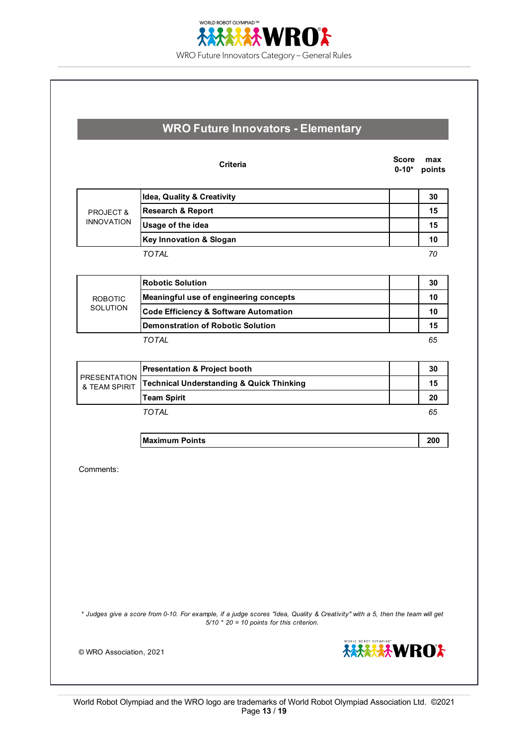## WRO Future Innovators - Elementary

| | Criteria | Score 0-10* | max points |
|---|---|---|---|
| PROJECT & INNOVATION | **Idea, Quality & Creativity** | | **30** |
| | **Research & Report** | | **15** |
| | **Usage of the idea** | | **15** |
| | **Key Innovation & Slogan** | | **10** |
| | *TOTAL* | | *70* |
| ROBOTIC SOLUTION | **Robotic Solution** | | **30** |
| | **Meaningful use of engineering concepts** | | **10** |
| | **Code Efficiency & Software Automation** | | **10** |
| | **Demonstration of Robotic Solution** | | **15** |
| | *TOTAL* | | *65* |
| PRESENTATION & TEAM SPIRIT | **Presentation & Project booth** | | **30** |
| | **Technical Understanding & Quick Thinking** | | **15** |
| | **Team Spirit** | | **20** |
| | *TOTAL* | | *65* |
| | **Maximum Points** | | **200** |

Comments:

*\* Judges give a score from 0-10. For example, if a judge scores "Idea, Quality & Creativity" with a 5, then the team will get 5/10 \* 20 = 10 points for this criterion.*

© WRO Association, 2021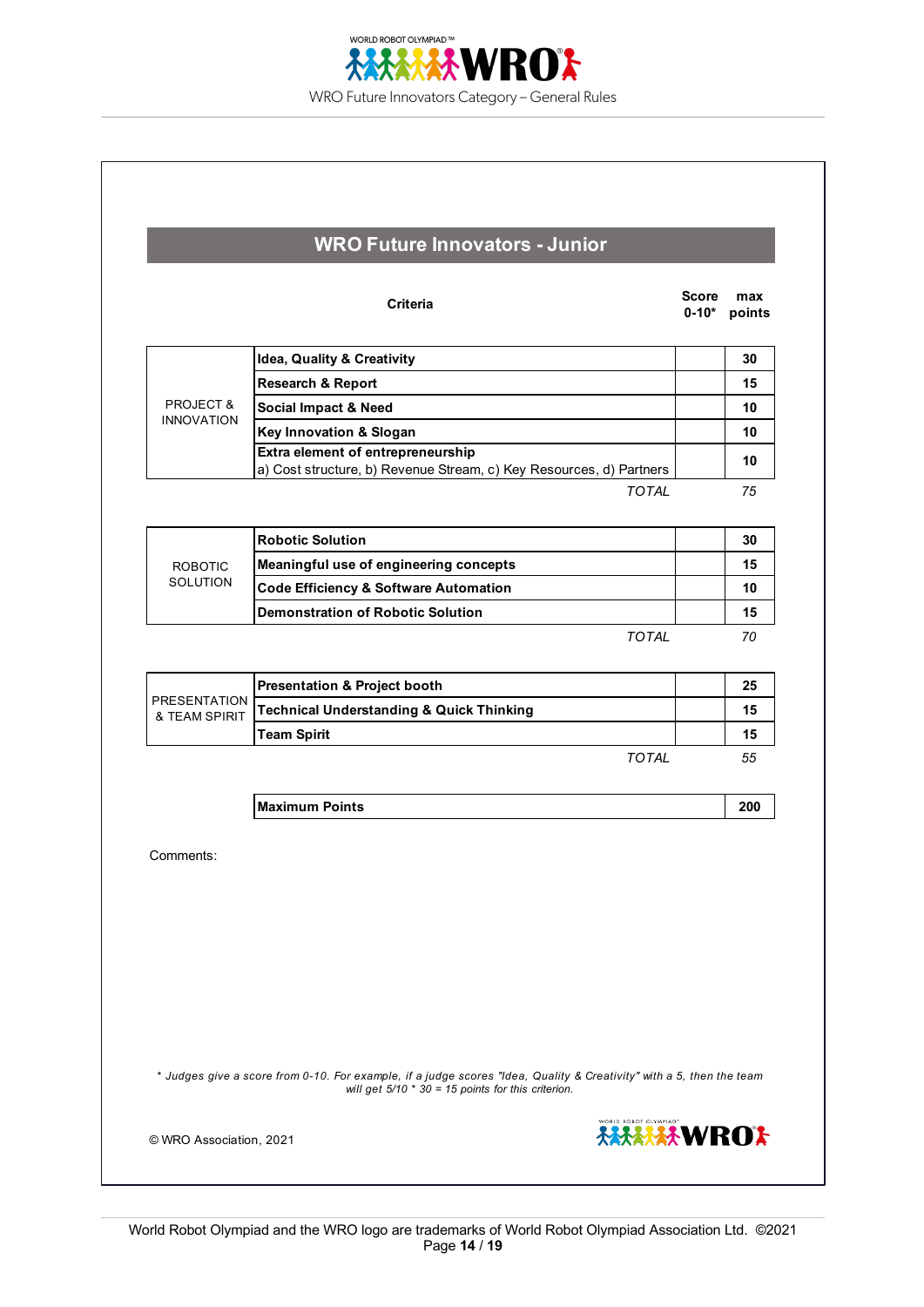## WRO Future Innovators - Junior

| | Criteria | Score 0-10* | max points |
|---|---|---|---|
| PROJECT & INNOVATION | **Idea, Quality & Creativity** | | **30** |
| | **Research & Report** | | **15** |
| | **Social Impact & Need** | | **10** |
| | **Key Innovation & Slogan** | | **10** |
| | **Extra element of entrepreneurship** a) Cost structure, b) Revenue Stream, c) Key Resources, d) Partners | | **10** |
| | | *TOTAL* | *75* |
| ROBOTIC SOLUTION | **Robotic Solution** | | **30** |
| | **Meaningful use of engineering concepts** | | **15** |
| | **Code Efficiency & Software Automation** | | **10** |
| | **Demonstration of Robotic Solution** | | **15** |
| | | *TOTAL* | *70* |
| PRESENTATION & TEAM SPIRIT | **Presentation & Project booth** | | **25** |
| | **Technical Understanding & Quick Thinking** | | **15** |
| | **Team Spirit** | | **15** |
| | | *TOTAL* | *55* |
| | **Maximum Points** | | **200** |

Comments:

*\* Judges give a score from 0-10. For example, if a judge scores "Idea, Quality & Creativity" with a 5, then the team will get 5/10 \* 30 = 15 points for this criterion.*

© WRO Association, 2021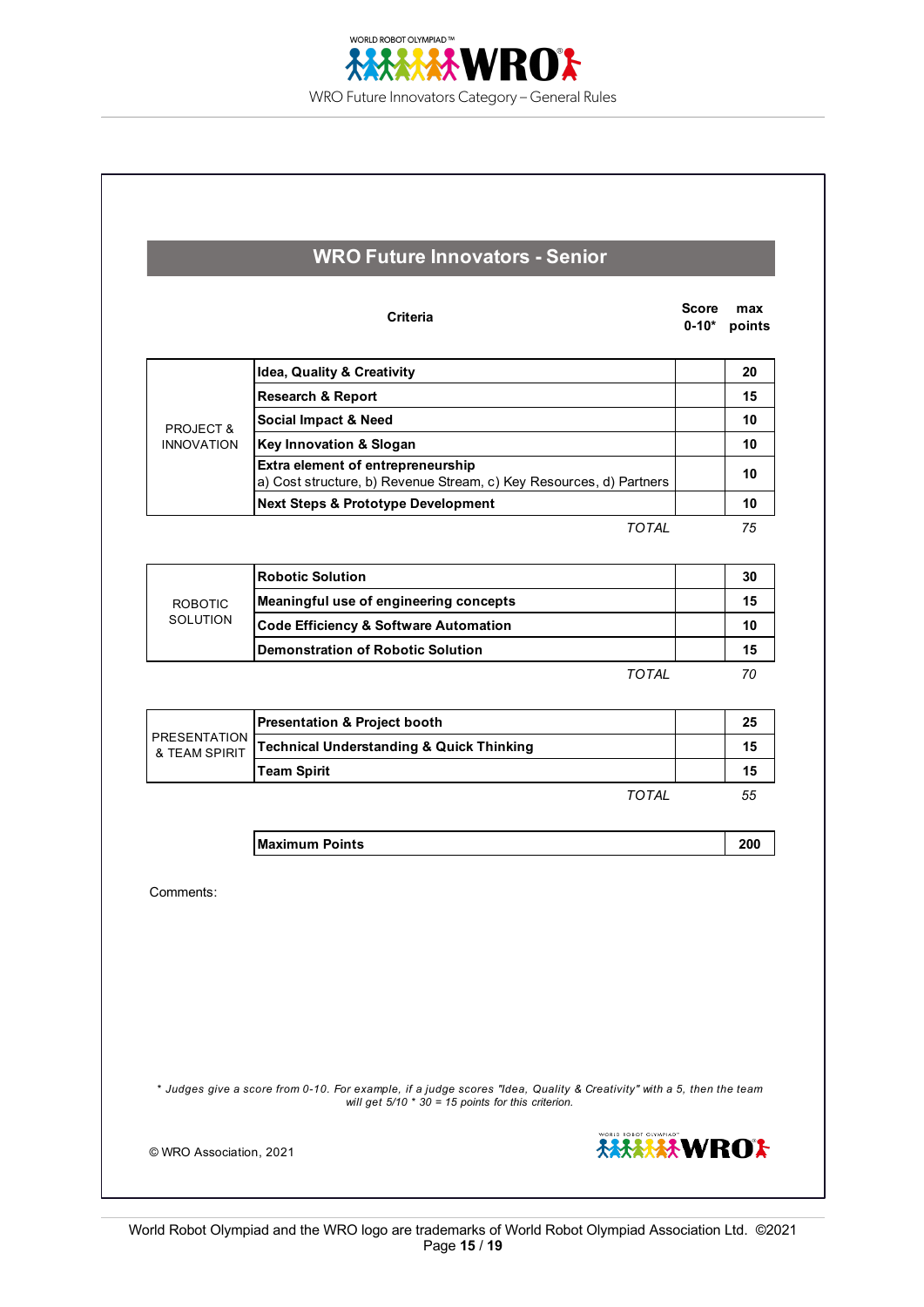## WRO Future Innovators - Senior

| | Criteria | Score 0-10* | max points |
|---|---|---|---|
| PROJECT & INNOVATION | **Idea, Quality & Creativity** | | **20** |
| | **Research & Report** | | **15** |
| | **Social Impact & Need** | | **10** |
| | **Key Innovation & Slogan** | | **10** |
| | **Extra element of entrepreneurship** a) Cost structure, b) Revenue Stream, c) Key Resources, d) Partners | | **10** |
| | **Next Steps & Prototype Development** | | **10** |
| | *TOTAL* | | *75* |
| ROBOTIC SOLUTION | **Robotic Solution** | | **30** |
| | **Meaningful use of engineering concepts** | | **15** |
| | **Code Efficiency & Software Automation** | | **10** |
| | **Demonstration of Robotic Solution** | | **15** |
| | *TOTAL* | | *70* |
| PRESENTATION & TEAM SPIRIT | **Presentation & Project booth** | | **25** |
| | **Technical Understanding & Quick Thinking** | | **15** |
| | **Team Spirit** | | **15** |
| | *TOTAL* | | *55* |
| | **Maximum Points** | | **200** |

Comments:

*\* Judges give a score from 0-10. For example, if a judge scores "Idea, Quality & Creativity" with a 5, then the team will get 5/10 \* 30 = 15 points for this criterion.*

© WRO Association, 2021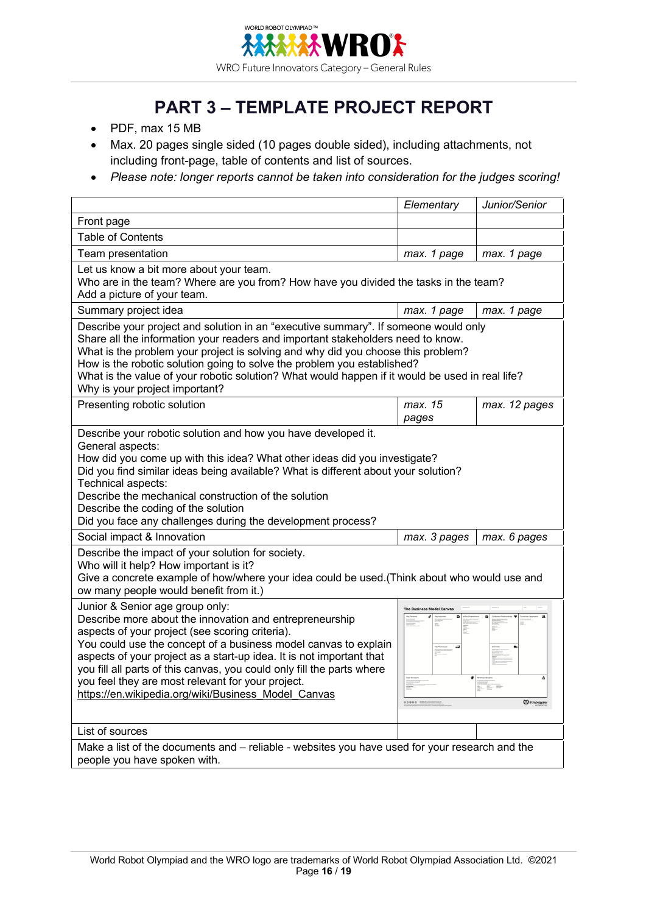# PART 3 – TEMPLATE PROJECT REPORT

- PDF, max 15 MB
- Max. 20 pages single sided (10 pages double sided), including attachments, not including front-page, table of contents and list of sources.
- *Please note: longer reports cannot be taken into consideration for the judges scoring!*

| | *Elementary* | *Junior/Senior* |
|---|---|---|
| Front page | | |
| Table of Contents | | |
| Team presentation | *max. 1 page* | *max. 1 page* |
| Let us know a bit more about your team.<br>Who are in the team? Where are you from? How have you divided the tasks in the team?<br>Add a picture of your team. | | |
| Summary project idea | *max. 1 page* | *max. 1 page* |
| Describe your project and solution in an "executive summary". If someone would only Share all the information your readers and important stakeholders need to know.<br>What is the problem your project is solving and why did you choose this problem?<br>How is the robotic solution going to solve the problem you established?<br>What is the value of your robotic solution? What would happen if it would be used in real life?<br>Why is your project important? | | |
| Presenting robotic solution | *max. 15 pages* | *max. 12 pages* |
| Describe your robotic solution and how you have developed it.<br>General aspects:<br>How did you come up with this idea? What other ideas did you investigate?<br>Did you find similar ideas being available? What is different about your solution?<br>Technical aspects:<br>Describe the mechanical construction of the solution<br>Describe the coding of the solution<br>Did you face any challenges during the development process? | | |
| Social impact & Innovation | *max. 3 pages* | *max. 6 pages* |
| Describe the impact of your solution for society.<br>Who will it help? How important is it?<br>Give a concrete example of how/where your idea could be used.(Think about who would use and ow many people would benefit from it.) | | |
| Junior & Senior age group only:<br>Describe more about the innovation and entrepreneurship aspects of your project (see scoring criteria).<br>You could use the concept of a business model canvas to explain aspects of your project as a start-up idea. It is not important that you fill all parts of this canvas, you could only fill the parts where you feel they are most relevant for your project.<br>https://en.wikipedia.org/wiki/Business_Model_Canvas | | |
| List of sources | | |
| Make a list of the documents and – reliable - websites you have used for your research and the people you have spoken with. | | |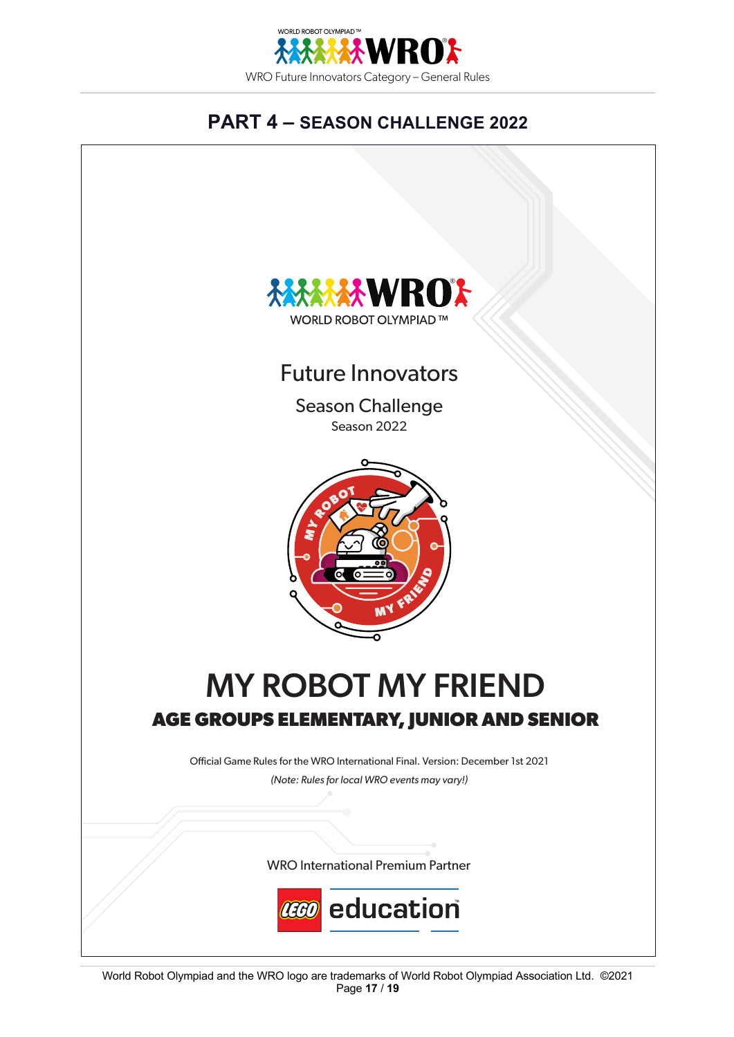## PART 4 – SEASON CHALLENGE 2022

WORLD ROBOT OLYMPIAD ™

Future Innovators

Season Challenge

Season 2022

# MY ROBOT MY FRIEND

## AGE GROUPS ELEMENTARY, JUNIOR AND SENIOR

Official Game Rules for the WRO International Final. Version: December 1st 2021

*(Note: Rules for local WRO events may vary!)*

WRO International Premium Partner

LEGO education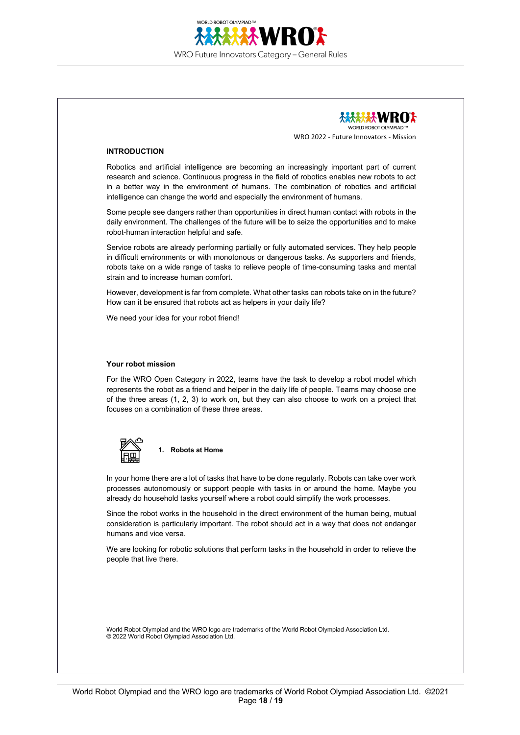WRO 2022 - Future Innovators - Mission

## INTRODUCTION

Robotics and artificial intelligence are becoming an increasingly important part of current research and science. Continuous progress in the field of robotics enables new robots to act in a better way in the environment of humans. The combination of robotics and artificial intelligence can change the world and especially the environment of humans.

Some people see dangers rather than opportunities in direct human contact with robots in the daily environment. The challenges of the future will be to seize the opportunities and to make robot-human interaction helpful and safe.

Service robots are already performing partially or fully automated services. They help people in difficult environments or with monotonous or dangerous tasks. As supporters and friends, robots take on a wide range of tasks to relieve people of time-consuming tasks and mental strain and to increase human comfort.

However, development is far from complete. What other tasks can robots take on in the future? How can it be ensured that robots act as helpers in your daily life?

We need your idea for your robot friend!

### Your robot mission

For the WRO Open Category in 2022, teams have the task to develop a robot model which represents the robot as a friend and helper in the daily life of people. Teams may choose one of the three areas (1, 2, 3) to work on, but they can also choose to work on a project that focuses on a combination of these three areas.

#### 1. Robots at Home

In your home there are a lot of tasks that have to be done regularly. Robots can take over work processes autonomously or support people with tasks in or around the home. Maybe you already do household tasks yourself where a robot could simplify the work processes.

Since the robot works in the household in the direct environment of the human being, mutual consideration is particularly important. The robot should act in a way that does not endanger humans and vice versa.

We are looking for robotic solutions that perform tasks in the household in order to relieve the people that live there.

World Robot Olympiad and the WRO logo are trademarks of the World Robot Olympiad Association Ltd.
© 2022 World Robot Olympiad Association Ltd.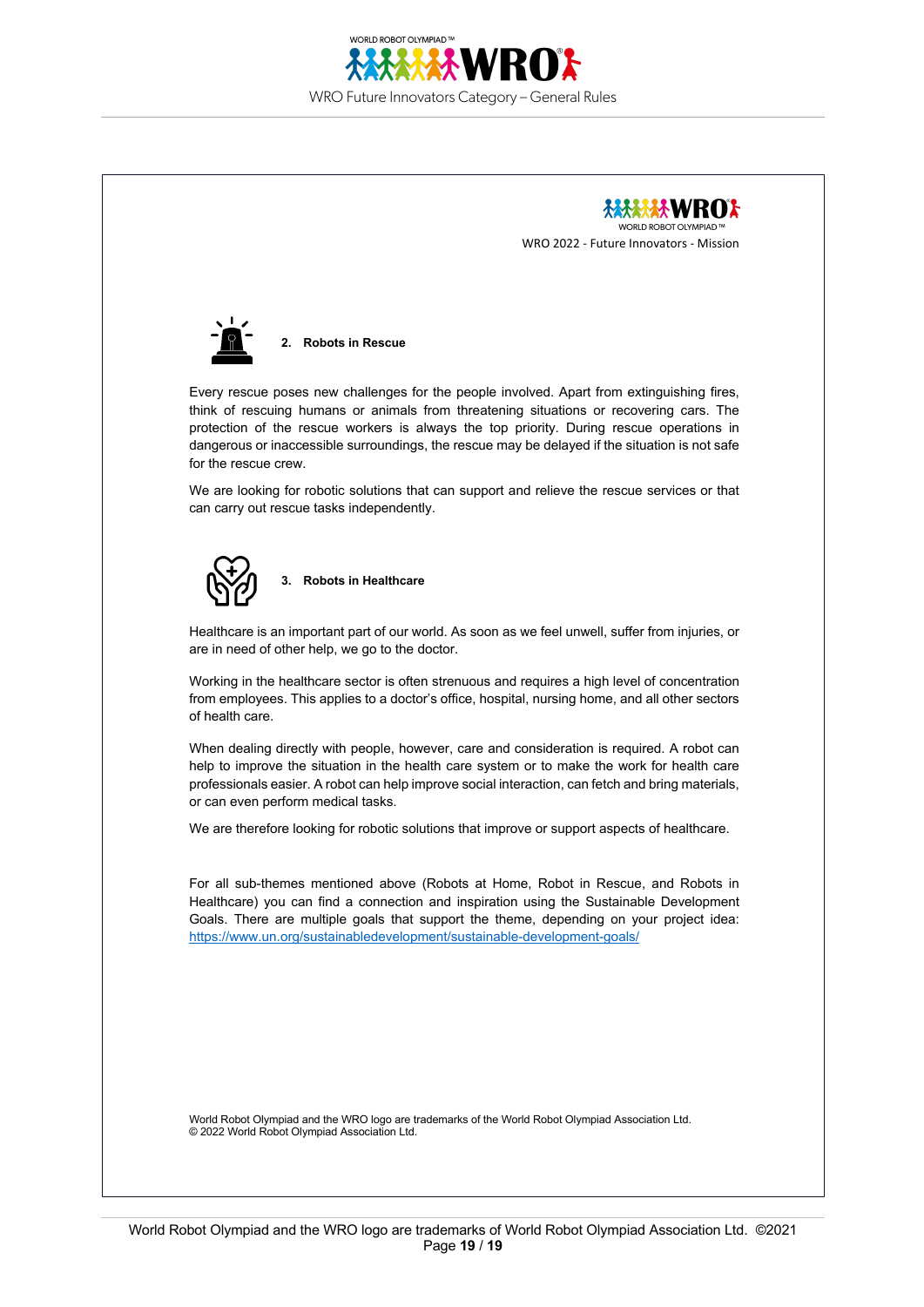WRO 2022 - Future Innovators - Mission

## 2. Robots in Rescue

Every rescue poses new challenges for the people involved. Apart from extinguishing fires, think of rescuing humans or animals from threatening situations or recovering cars. The protection of the rescue workers is always the top priority. During rescue operations in dangerous or inaccessible surroundings, the rescue may be delayed if the situation is not safe for the rescue crew.

We are looking for robotic solutions that can support and relieve the rescue services or that can carry out rescue tasks independently.

## 3. Robots in Healthcare

Healthcare is an important part of our world. As soon as we feel unwell, suffer from injuries, or are in need of other help, we go to the doctor.

Working in the healthcare sector is often strenuous and requires a high level of concentration from employees. This applies to a doctor's office, hospital, nursing home, and all other sectors of health care.

When dealing directly with people, however, care and consideration is required. A robot can help to improve the situation in the health care system or to make the work for health care professionals easier. A robot can help improve social interaction, can fetch and bring materials, or can even perform medical tasks.

We are therefore looking for robotic solutions that improve or support aspects of healthcare.

For all sub-themes mentioned above (Robots at Home, Robot in Rescue, and Robots in Healthcare) you can find a connection and inspiration using the Sustainable Development Goals. There are multiple goals that support the theme, depending on your project idea: https://www.un.org/sustainabledevelopment/sustainable-development-goals/

World Robot Olympiad and the WRO logo are trademarks of the World Robot Olympiad Association Ltd.
© 2022 World Robot Olympiad Association Ltd.